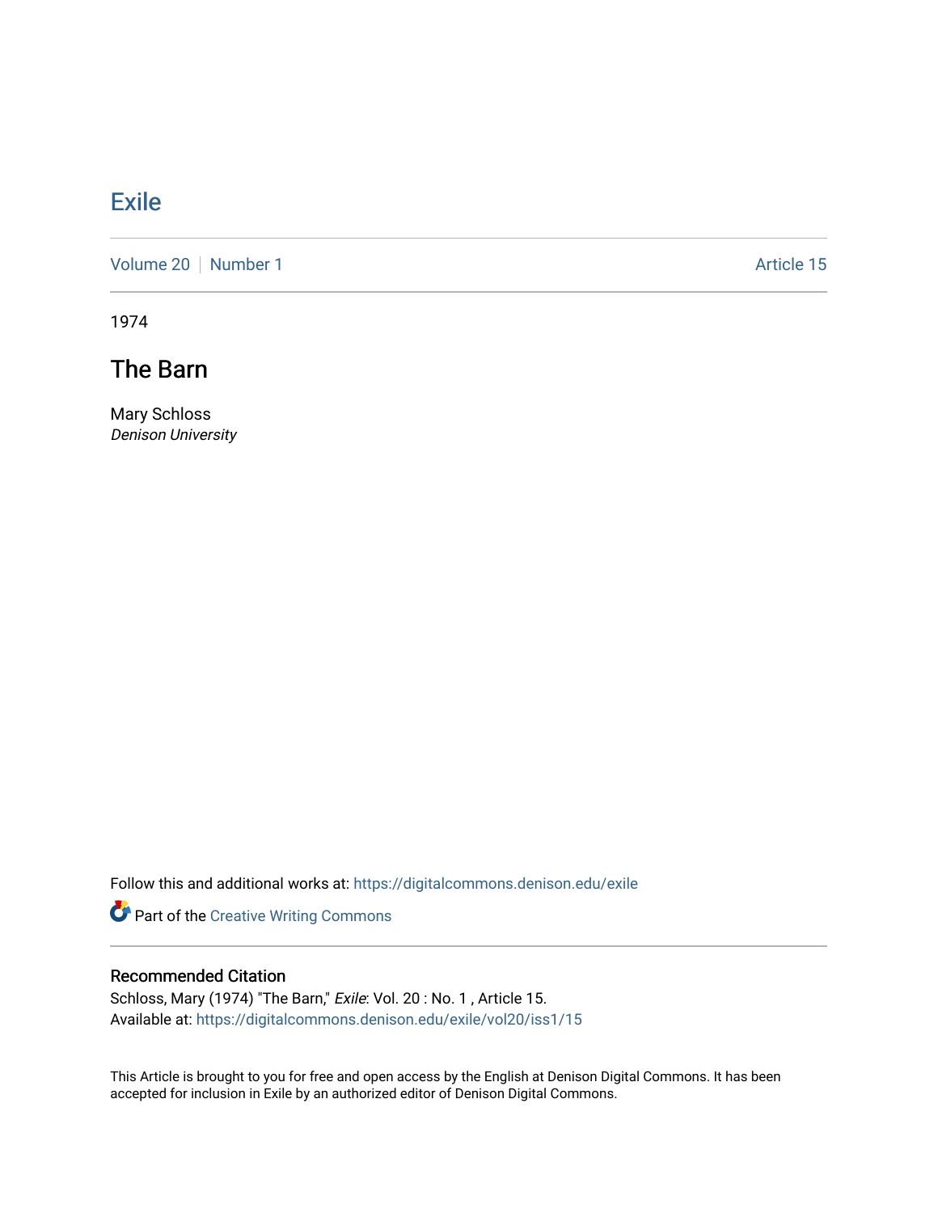# Exile

Volume 20 | Number 1 | Article 15

1974

## The Barn

Mary Schloss
*Denison University*

Follow this and additional works at: https://digitalcommons.denison.edu/exile

Part of the Creative Writing Commons

### Recommended Citation

Schloss, Mary (1974) "The Barn," *Exile*: Vol. 20 : No. 1 , Article 15.
Available at: https://digitalcommons.denison.edu/exile/vol20/iss1/15

This Article is brought to you for free and open access by the English at Denison Digital Commons. It has been accepted for inclusion in Exile by an authorized editor of Denison Digital Commons.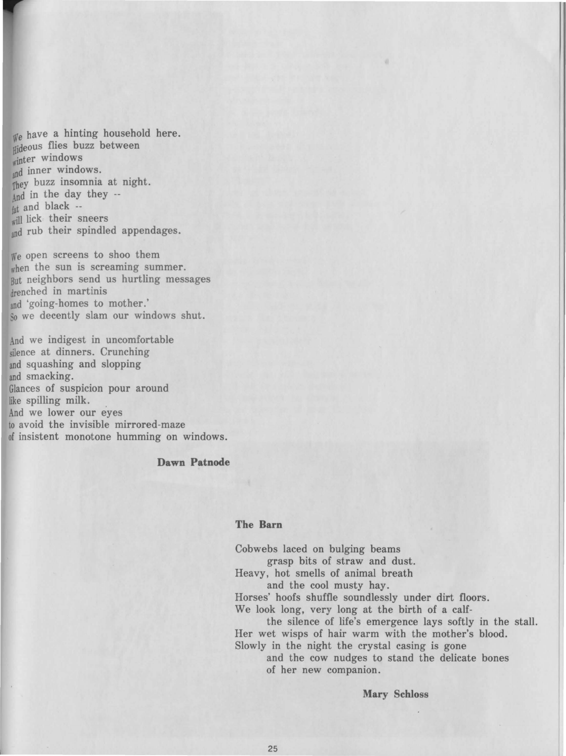We have a hinting household here.
Hideous flies buzz between
winter windows
and inner windows.
They buzz insomnia at night.
And in the day they --
fat and black --
will lick their sneers
and rub their spindled appendages.

We open screens to shoo them
when the sun is screaming summer.
But neighbors send us hurtling messages
drenched in martinis
and 'going-homes to mother.'
So we decently slam our windows shut.

And we indigest in uncomfortable
silence at dinners. Crunching
and squashing and slopping
and smacking.
Glances of suspicion pour around
like spilling milk.
And we lower our eyes
to avoid the invisible mirrored-maze
of insistent monotone humming on windows.

**Dawn Patnode**

**The Barn**

Cobwebs laced on bulging beams
grasp bits of straw and dust.
Heavy, hot smells of animal breath
and the cool musty hay.
Horses' hoofs shuffle soundlessly under dirt floors.
We look long, very long at the birth of a calf-
the silence of life's emergence lays softly in the stall.
Her wet wisps of hair warm with the mother's blood.
Slowly in the night the crystal casing is gone
and the cow nudges to stand the delicate bones
of her new companion.

**Mary Schloss**